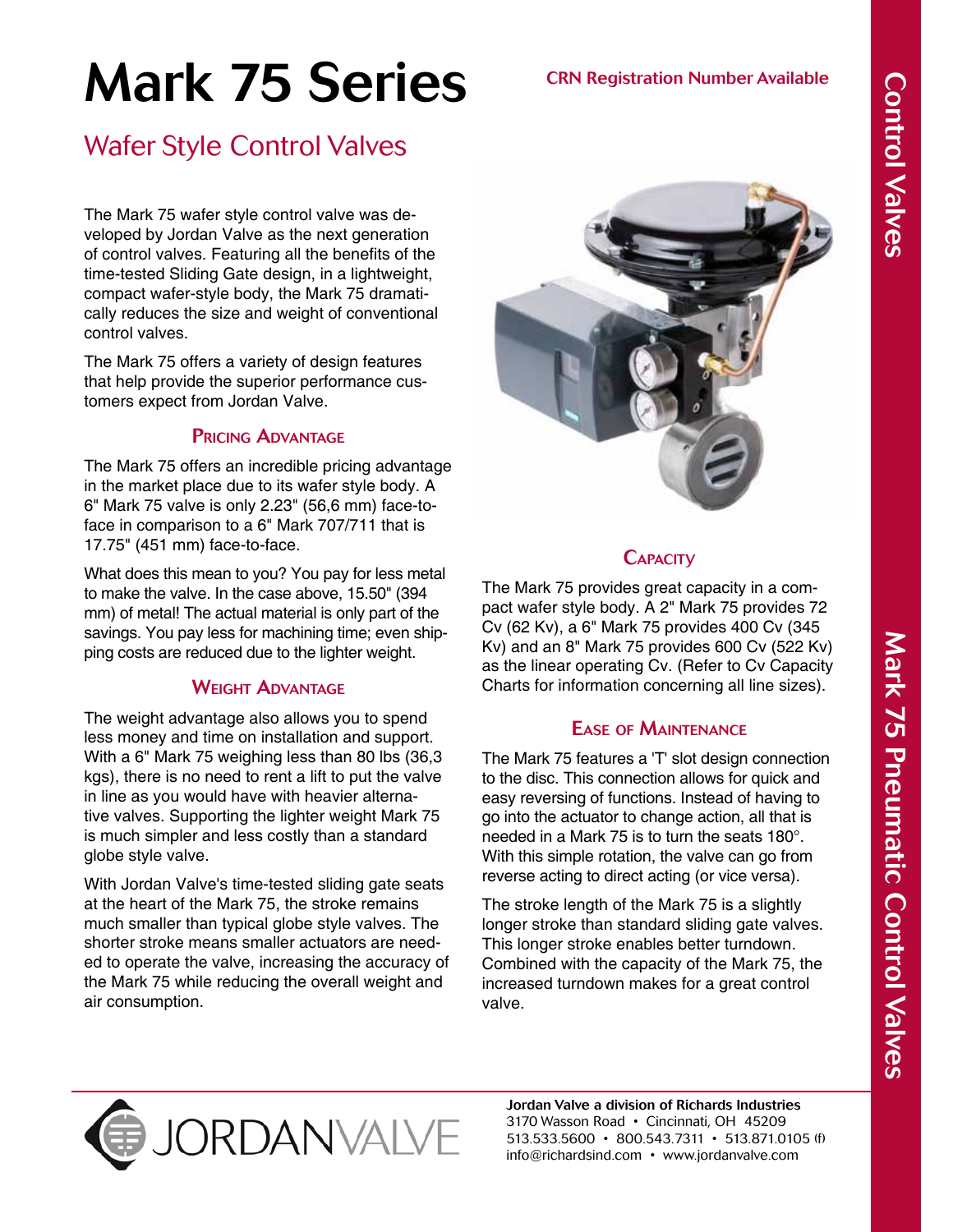# Mark 75 Series

CRN Registration Number Available

## Wafer Style Control Valves

The Mark 75 wafer style control valve was developed by Jordan Valve as the next generation of control valves. Featuring all the benefits of the time-tested Sliding Gate design, in a lightweight, compact wafer-style body, the Mark 75 dramatically reduces the size and weight of conventional control valves.

The Mark 75 offers a variety of design features that help provide the superior performance customers expect from Jordan Valve.

### Pricing Advantage

The Mark 75 offers an incredible pricing advantage in the market place due to its wafer style body. A 6" Mark 75 valve is only 2.23" (56,6 mm) face-to-face in comparison to a 6" Mark 707/711 that is 17.75" (451 mm) face-to-face.

What does this mean to you? You pay for less metal to make the valve. In the case above, 15.50" (394 mm) of metal! The actual material is only part of the savings. You pay less for machining time; even shipping costs are reduced due to the lighter weight.

### Weight Advantage

The weight advantage also allows you to spend less money and time on installation and support. With a 6" Mark 75 weighing less than 80 lbs (36,3 kgs), there is no need to rent a lift to put the valve in line as you would have with heavier alternative valves. Supporting the lighter weight Mark 75 is much simpler and less costly than a standard globe style valve.

With Jordan Valve's time-tested sliding gate seats at the heart of the Mark 75, the stroke remains much smaller than typical globe style valves. The shorter stroke means smaller actuators are needed to operate the valve, increasing the accuracy of the Mark 75 while reducing the overall weight and air consumption.

### Capacity

The Mark 75 provides great capacity in a compact wafer style body. A 2" Mark 75 provides 72 Cv (62 Kv), a 6" Mark 75 provides 400 Cv (345 Kv) and an 8" Mark 75 provides 600 Cv (522 Kv) as the linear operating Cv. (Refer to Cv Capacity Charts for information concerning all line sizes).

### Ease of Maintenance

The Mark 75 features a 'T' slot design connection to the disc. This connection allows for quick and easy reversing of functions. Instead of having to go into the actuator to change action, all that is needed in a Mark 75 is to turn the seats 180°. With this simple rotation, the valve can go from reverse acting to direct acting (or vice versa).

The stroke length of the Mark 75 is a slightly longer stroke than standard sliding gate valves. This longer stroke enables better turndown. Combined with the capacity of the Mark 75, the increased turndown makes for a great control valve.

**Jordan Valve a division of Richards Industries**
3170 Wasson Road • Cincinnati, OH 45209
513.533.5600 • 800.543.7311 • 513.871.0105 (f)
info@richardsind.com • www.jordanvalve.com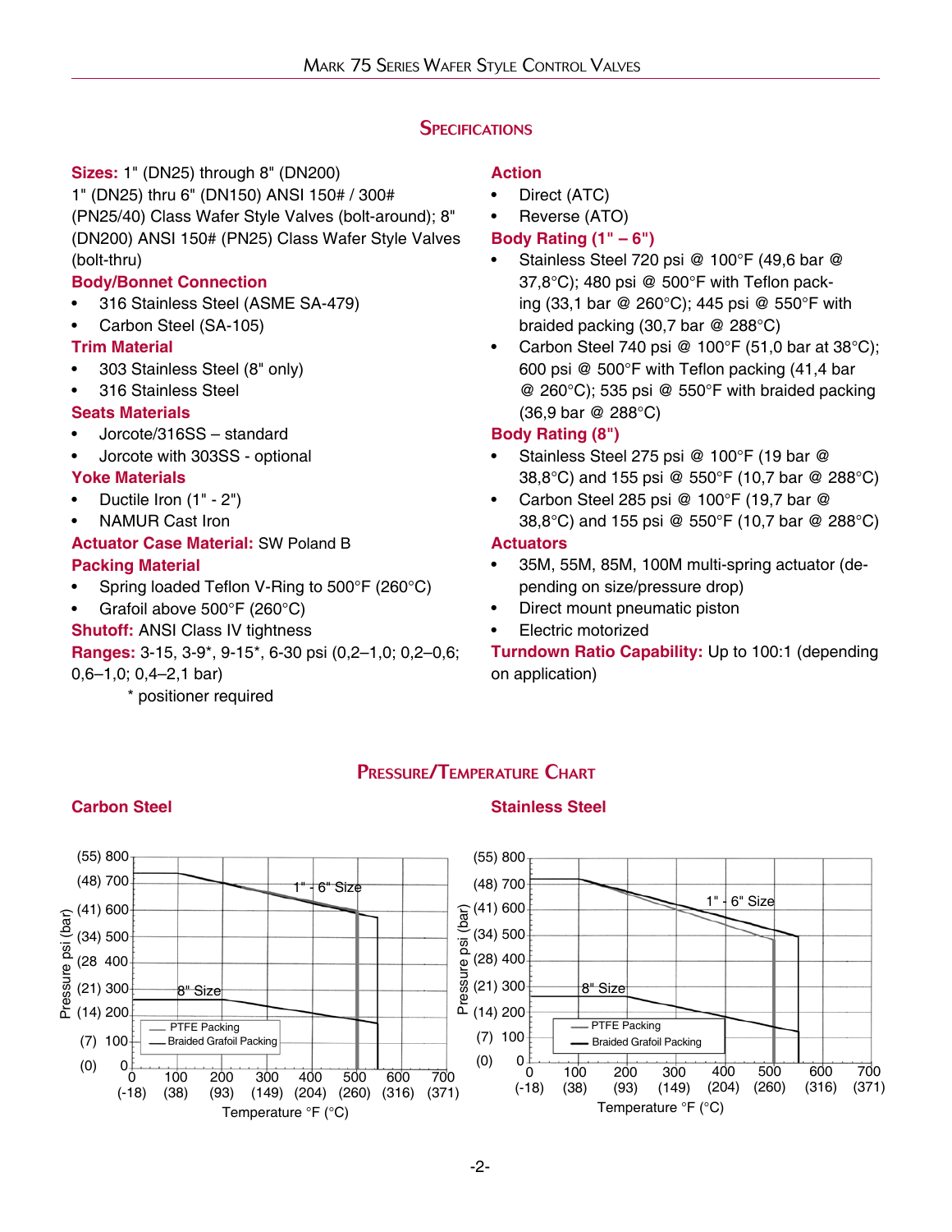# Specifications

**Sizes:** 1" (DN25) through 8" (DN200)
1" (DN25) thru 6" (DN150) ANSI 150# / 300# (PN25/40) Class Wafer Style Valves (bolt-around); 8" (DN200) ANSI 150# (PN25) Class Wafer Style Valves (bolt-thru)

**Body/Bonnet Connection**
- 316 Stainless Steel (ASME SA-479)
- Carbon Steel (SA-105)

**Trim Material**
- 303 Stainless Steel (8" only)
- 316 Stainless Steel

**Seats Materials**
- Jorcote/316SS – standard
- Jorcote with 303SS - optional

**Yoke Materials**
- Ductile Iron (1" - 2")
- NAMUR Cast Iron

**Actuator Case Material:** SW Poland B

**Packing Material**
- Spring loaded Teflon V-Ring to 500°F (260°C)
- Grafoil above 500°F (260°C)

**Shutoff:** ANSI Class IV tightness

**Ranges:** 3-15, 3-9*, 9-15*, 6-30 psi (0,2–1,0; 0,2–0,6; 0,6–1,0; 0,4–2,1 bar)
* positioner required

**Action**
- Direct (ATC)
- Reverse (ATO)

**Body Rating (1" – 6")**
- Stainless Steel 720 psi @ 100°F (49,6 bar @ 37,8°C); 480 psi @ 500°F with Teflon packing (33,1 bar @ 260°C); 445 psi @ 550°F with braided packing (30,7 bar @ 288°C)
- Carbon Steel 740 psi @ 100°F (51,0 bar at 38°C); 600 psi @ 500°F with Teflon packing (41,4 bar @ 260°C); 535 psi @ 550°F with braided packing (36,9 bar @ 288°C)

**Body Rating (8")**
- Stainless Steel 275 psi @ 100°F (19 bar @ 38,8°C) and 155 psi @ 550°F (10,7 bar @ 288°C)
- Carbon Steel 285 psi @ 100°F (19,7 bar @ 38,8°C) and 155 psi @ 550°F (10,7 bar @ 288°C)

**Actuators**
- 35M, 55M, 85M, 100M multi-spring actuator (depending on size/pressure drop)
- Direct mount pneumatic piston
- Electric motorized

**Turndown Ratio Capability:** Up to 100:1 (depending on application)

# Pressure/Temperature Chart

**Carbon Steel**

Chart: Pressure psi (bar) vs. Temperature °F (°C); curves for 1" - 6" Size and 8" Size; legend: PTFE Packing, Braided Grafoil Packing.

**Stainless Steel**

Chart: Pressure psi (bar) vs. Temperature °F (°C); curves for 1" - 6" Size and 8" Size; legend: PTFE Packing, Braided Grafoil Packing.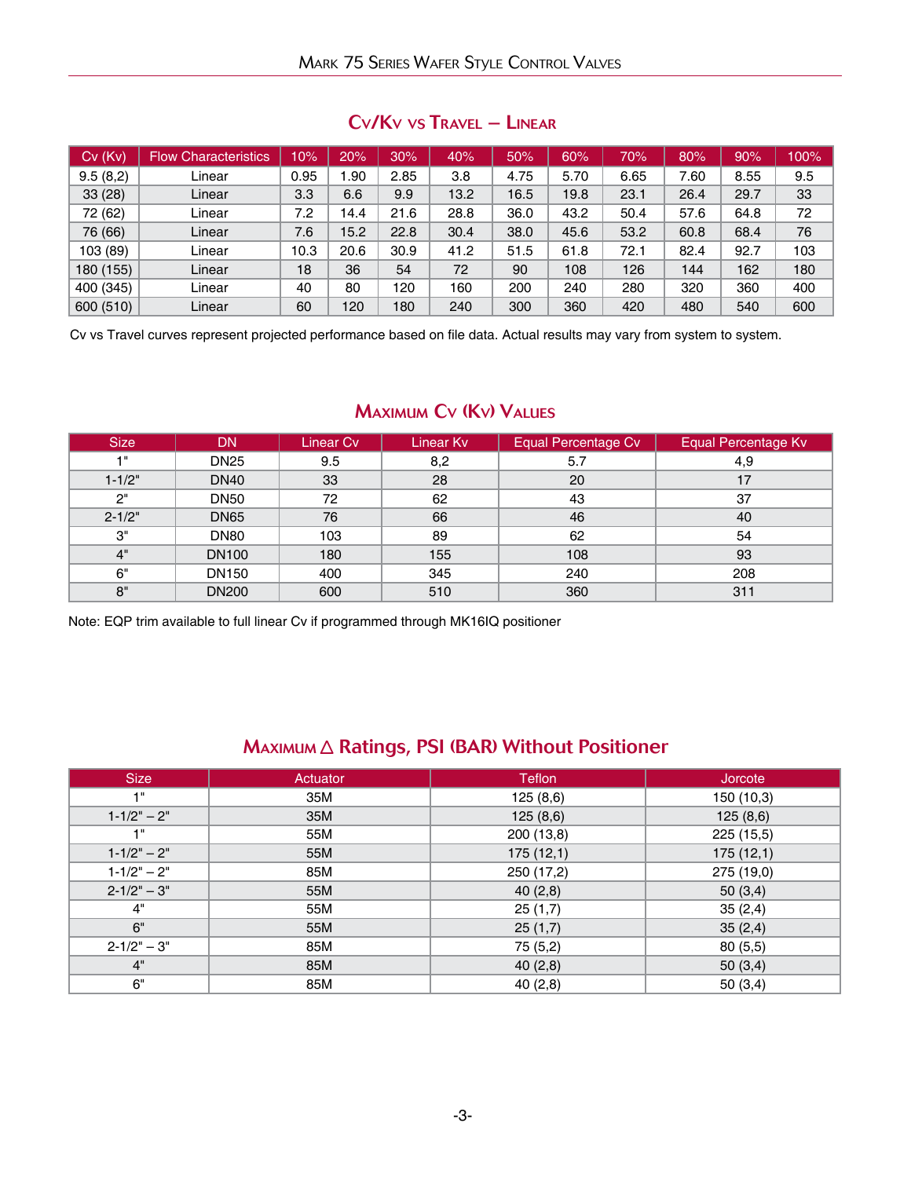## Cv/Kv vs Travel — Linear

| Cv (Kv) | Flow Characteristics | 10% | 20% | 30% | 40% | 50% | 60% | 70% | 80% | 90% | 100% |
|---|---|---|---|---|---|---|---|---|---|---|---|
| 9.5 (8,2) | Linear | 0.95 | 1.90 | 2.85 | 3.8 | 4.75 | 5.70 | 6.65 | 7.60 | 8.55 | 9.5 |
| 33 (28) | Linear | 3.3 | 6.6 | 9.9 | 13.2 | 16.5 | 19.8 | 23.1 | 26.4 | 29.7 | 33 |
| 72 (62) | Linear | 7.2 | 14.4 | 21.6 | 28.8 | 36.0 | 43.2 | 50.4 | 57.6 | 64.8 | 72 |
| 76 (66) | Linear | 7.6 | 15.2 | 22.8 | 30.4 | 38.0 | 45.6 | 53.2 | 60.8 | 68.4 | 76 |
| 103 (89) | Linear | 10.3 | 20.6 | 30.9 | 41.2 | 51.5 | 61.8 | 72.1 | 82.4 | 92.7 | 103 |
| 180 (155) | Linear | 18 | 36 | 54 | 72 | 90 | 108 | 126 | 144 | 162 | 180 |
| 400 (345) | Linear | 40 | 80 | 120 | 160 | 200 | 240 | 280 | 320 | 360 | 400 |
| 600 (510) | Linear | 60 | 120 | 180 | 240 | 300 | 360 | 420 | 480 | 540 | 600 |

Cv vs Travel curves represent projected performance based on file data. Actual results may vary from system to system.

## Maximum Cv (Kv) Values

| Size | DN | Linear Cv | Linear Kv | Equal Percentage Cv | Equal Percentage Kv |
|---|---|---|---|---|---|
| 1" | DN25 | 9.5 | 8,2 | 5.7 | 4,9 |
| 1-1/2" | DN40 | 33 | 28 | 20 | 17 |
| 2" | DN50 | 72 | 62 | 43 | 37 |
| 2-1/2" | DN65 | 76 | 66 | 46 | 40 |
| 3" | DN80 | 103 | 89 | 62 | 54 |
| 4" | DN100 | 180 | 155 | 108 | 93 |
| 6" | DN150 | 400 | 345 | 240 | 208 |
| 8" | DN200 | 600 | 510 | 360 | 311 |

Note: EQP trim available to full linear Cv if programmed through MK16IQ positioner

## Maximum Δ Ratings, PSI (BAR) Without Positioner

| Size | Actuator | Teflon | Jorcote |
|---|---|---|---|
| 1" | 35M | 125 (8,6) | 150 (10,3) |
| 1-1/2" – 2" | 35M | 125 (8,6) | 125 (8,6) |
| 1" | 55M | 200 (13,8) | 225 (15,5) |
| 1-1/2" – 2" | 55M | 175 (12,1) | 175 (12,1) |
| 1-1/2" – 2" | 85M | 250 (17,2) | 275 (19,0) |
| 2-1/2" – 3" | 55M | 40 (2,8) | 50 (3,4) |
| 4" | 55M | 25 (1,7) | 35 (2,4) |
| 6" | 55M | 25 (1,7) | 35 (2,4) |
| 2-1/2" – 3" | 85M | 75 (5,2) | 80 (5,5) |
| 4" | 85M | 40 (2,8) | 50 (3,4) |
| 6" | 85M | 40 (2,8) | 50 (3,4) |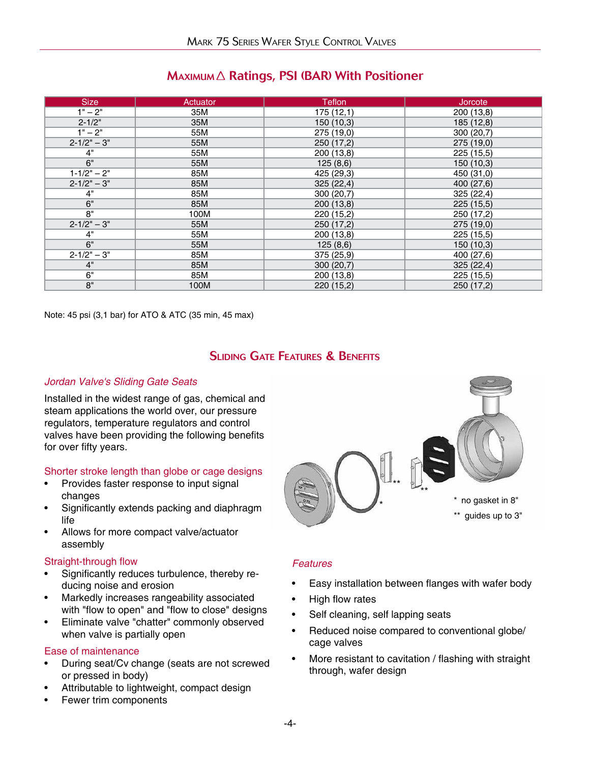## Maximum △ Ratings, PSI (BAR) With Positioner

| Size | Actuator | Teflon | Jorcote |
|---|---|---|---|
| 1" – 2" | 35M | 175 (12,1) | 200 (13,8) |
| 2-1/2" | 35M | 150 (10,3) | 185 (12,8) |
| 1" – 2" | 55M | 275 (19,0) | 300 (20,7) |
| 2-1/2" – 3" | 55M | 250 (17,2) | 275 (19,0) |
| 4" | 55M | 200 (13,8) | 225 (15,5) |
| 6" | 55M | 125 (8,6) | 150 (10,3) |
| 1-1/2" – 2" | 85M | 425 (29,3) | 450 (31,0) |
| 2-1/2" – 3" | 85M | 325 (22,4) | 400 (27,6) |
| 4" | 85M | 300 (20,7) | 325 (22,4) |
| 6" | 85M | 200 (13,8) | 225 (15,5) |
| 8" | 100M | 220 (15,2) | 250 (17,2) |
| 2-1/2" – 3" | 55M | 250 (17,2) | 275 (19,0) |
| 4" | 55M | 200 (13,8) | 225 (15,5) |
| 6" | 55M | 125 (8,6) | 150 (10,3) |
| 2-1/2" – 3" | 85M | 375 (25,9) | 400 (27,6) |
| 4" | 85M | 300 (20,7) | 325 (22,4) |
| 6" | 85M | 200 (13,8) | 225 (15,5) |
| 8" | 100M | 220 (15,2) | 250 (17,2) |

Note: 45 psi (3,1 bar) for ATO & ATC (35 min, 45 max)

## Sliding Gate Features & Benefits

*Jordan Valve's Sliding Gate Seats*

Installed in the widest range of gas, chemical and steam applications the world over, our pressure regulators, temperature regulators and control valves have been providing the following benefits for over fifty years.

Shorter stroke length than globe or cage designs

- Provides faster response to input signal changes
- Significantly extends packing and diaphragm life
- Allows for more compact valve/actuator assembly

Straight-through flow

- Significantly reduces turbulence, thereby reducing noise and erosion
- Markedly increases rangeability associated with "flow to open" and "flow to close" designs
- Eliminate valve "chatter" commonly observed when valve is partially open

Ease of maintenance

- During seat/Cv change (seats are not screwed or pressed in body)
- Attributable to lightweight, compact design
- Fewer trim components

\* no gasket in 8"

\*\* guides up to 3"

*Features*

- Easy installation between flanges with wafer body
- High flow rates
- Self cleaning, self lapping seats
- Reduced noise compared to conventional globe/cage valves
- More resistant to cavitation / flashing with straight through, wafer design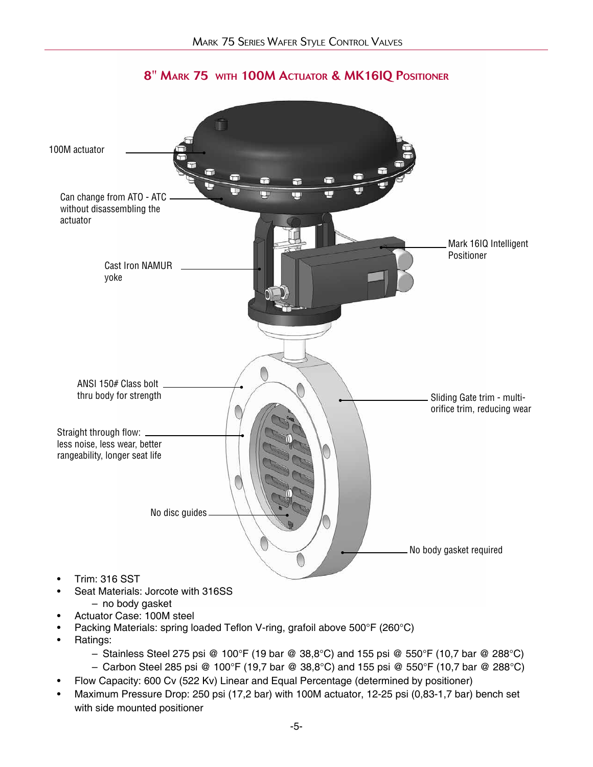## 8" Mark 75 with 100M Actuator & MK16IQ Positioner

100M actuator

Can change from ATO - ATC without disassembling the actuator

Cast Iron NAMUR yoke

Mark 16IQ Intelligent Positioner

ANSI 150# Class bolt thru body for strength

Sliding Gate trim - multi-orifice trim, reducing wear

Straight through flow: less noise, less wear, better rangeability, longer seat life

No disc guides

No body gasket required

- Trim: 316 SST
- Seat Materials: Jorcote with 316SS
  - no body gasket
- Actuator Case: 100M steel
- Packing Materials: spring loaded Teflon V-ring, grafoil above 500°F (260°C)
- Ratings:
  - Stainless Steel 275 psi @ 100°F (19 bar @ 38,8°C) and 155 psi @ 550°F (10,7 bar @ 288°C)
  - Carbon Steel 285 psi @ 100°F (19,7 bar @ 38,8°C) and 155 psi @ 550°F (10,7 bar @ 288°C)
- Flow Capacity: 600 Cv (522 Kv) Linear and Equal Percentage (determined by positioner)
- Maximum Pressure Drop: 250 psi (17,2 bar) with 100M actuator, 12-25 psi (0,83-1,7 bar) bench set with side mounted positioner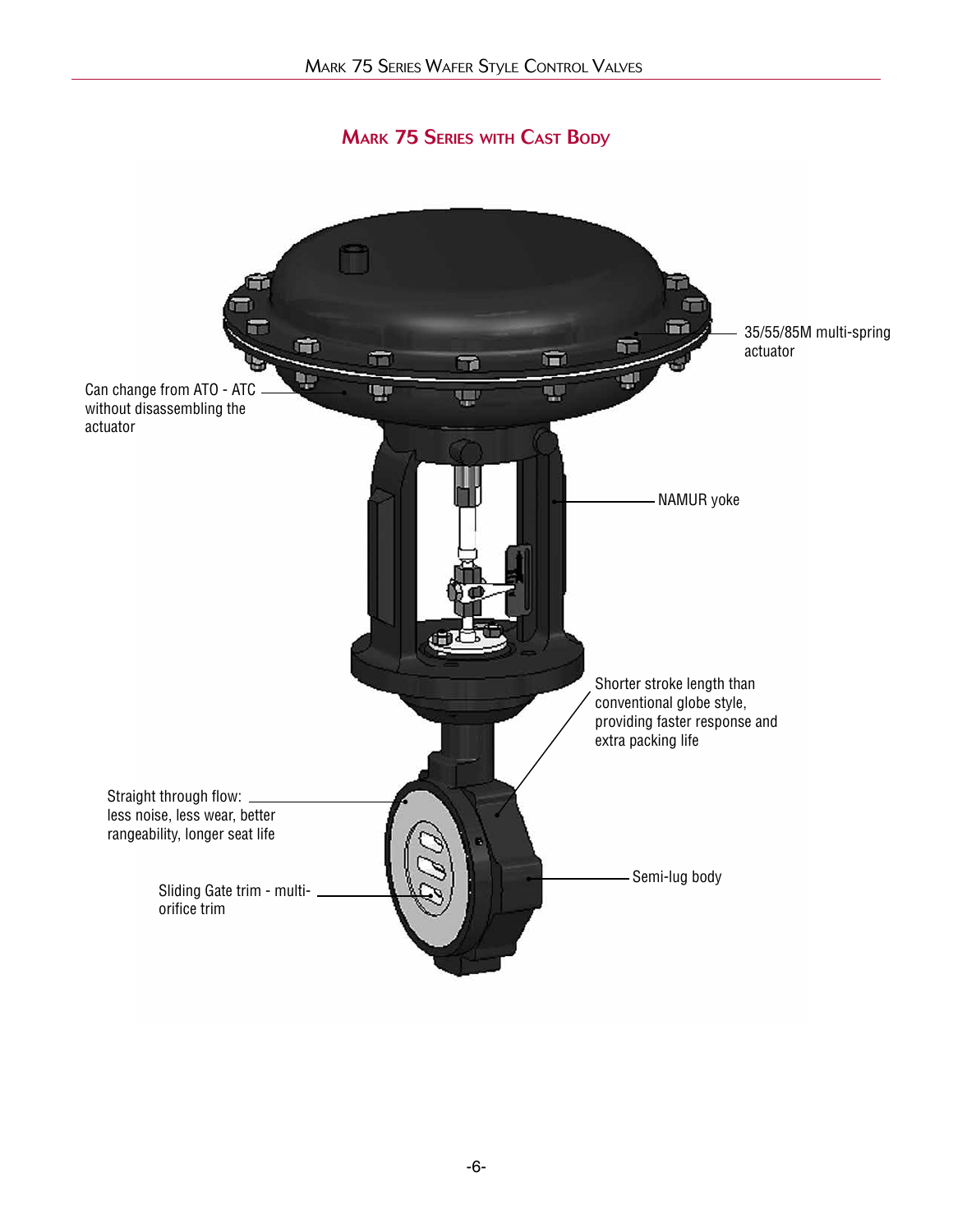## Mark 75 Series with Cast Body

35/55/85M multi-spring actuator

Can change from ATO - ATC without disassembling the actuator

NAMUR yoke

Shorter stroke length than conventional globe style, providing faster response and extra packing life

Straight through flow: less noise, less wear, better rangeability, longer seat life

Semi-lug body

Sliding Gate trim - multi-orifice trim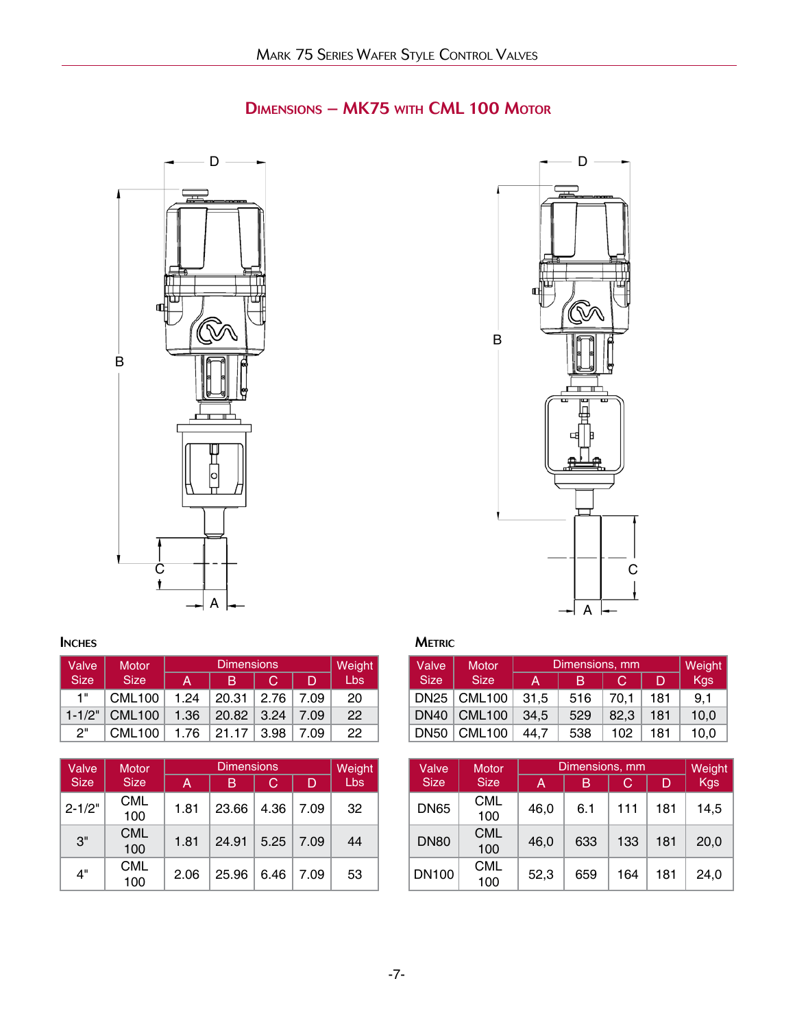## Dimensions – MK75 with CML 100 Motor

### Inches

| Valve Size | Motor Size | Dimensions | | | | Weight Lbs |
|---|---|---|---|---|---|---|
| | | A | B | C | D | |
| 1" | CML100 | 1.24 | 20.31 | 2.76 | 7.09 | 20 |
| 1-1/2" | CML100 | 1.36 | 20.82 | 3.24 | 7.09 | 22 |
| 2" | CML100 | 1.76 | 21.17 | 3.98 | 7.09 | 22 |

| Valve Size | Motor Size | Dimensions | | | | Weight Lbs |
|---|---|---|---|---|---|---|
| | | A | B | C | D | |
| 2-1/2" | CML 100 | 1.81 | 23.66 | 4.36 | 7.09 | 32 |
| 3" | CML 100 | 1.81 | 24.91 | 5.25 | 7.09 | 44 |
| 4" | CML 100 | 2.06 | 25.96 | 6.46 | 7.09 | 53 |

### Metric

| Valve Size | Motor Size | Dimensions, mm | | | | Weight Kgs |
|---|---|---|---|---|---|---|
| | | A | B | C | D | |
| DN25 | CML100 | 31,5 | 516 | 70,1 | 181 | 9,1 |
| DN40 | CML100 | 34,5 | 529 | 82,3 | 181 | 10,0 |
| DN50 | CML100 | 44,7 | 538 | 102 | 181 | 10,0 |

| Valve Size | Motor Size | Dimensions, mm | | | | Weight Kgs |
|---|---|---|---|---|---|---|
| | | A | B | C | D | |
| DN65 | CML 100 | 46,0 | 6.1 | 111 | 181 | 14,5 |
| DN80 | CML 100 | 46,0 | 633 | 133 | 181 | 20,0 |
| DN100 | CML 100 | 52,3 | 659 | 164 | 181 | 24,0 |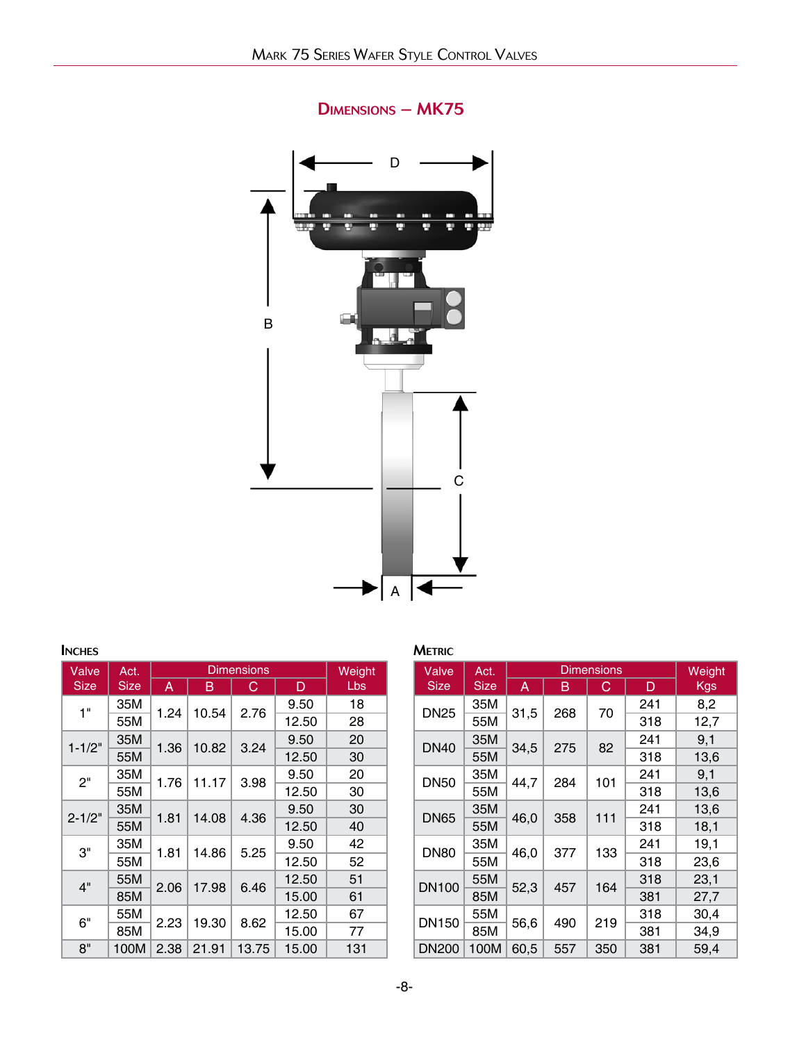## Dimensions – MK75

D

B

C

A

**Inches**

| Valve Size | Act. Size | Dimensions | | | | Weight Lbs |
|---|---|---|---|---|---|---|
| | | A | B | C | D | |
| 1" | 35M | 1.24 | 10.54 | 2.76 | 9.50 | 18 |
| | 55M | | | | 12.50 | 28 |
| 1-1/2" | 35M | 1.36 | 10.82 | 3.24 | 9.50 | 20 |
| | 55M | | | | 12.50 | 30 |
| 2" | 35M | 1.76 | 11.17 | 3.98 | 9.50 | 20 |
| | 55M | | | | 12.50 | 30 |
| 2-1/2" | 35M | 1.81 | 14.08 | 4.36 | 9.50 | 30 |
| | 55M | | | | 12.50 | 40 |
| 3" | 35M | 1.81 | 14.86 | 5.25 | 9.50 | 42 |
| | 55M | | | | 12.50 | 52 |
| 4" | 55M | 2.06 | 17.98 | 6.46 | 12.50 | 51 |
| | 85M | | | | 15.00 | 61 |
| 6" | 55M | 2.23 | 19.30 | 8.62 | 12.50 | 67 |
| | 85M | | | | 15.00 | 77 |
| 8" | 100M | 2.38 | 21.91 | 13.75 | 15.00 | 131 |

**Metric**

| Valve Size | Act. Size | Dimensions | | | | Weight Kgs |
|---|---|---|---|---|---|---|
| | | A | B | C | D | |
| DN25 | 35M | 31,5 | 268 | 70 | 241 | 8,2 |
| | 55M | | | | 318 | 12,7 |
| DN40 | 35M | 34,5 | 275 | 82 | 241 | 9,1 |
| | 55M | | | | 318 | 13,6 |
| DN50 | 35M | 44,7 | 284 | 101 | 241 | 9,1 |
| | 55M | | | | 318 | 13,6 |
| DN65 | 35M | 46,0 | 358 | 111 | 241 | 13,6 |
| | 55M | | | | 318 | 18,1 |
| DN80 | 35M | 46,0 | 377 | 133 | 241 | 19,1 |
| | 55M | | | | 318 | 23,6 |
| DN100 | 55M | 52,3 | 457 | 164 | 318 | 23,1 |
| | 85M | | | | 381 | 27,7 |
| DN150 | 55M | 56,6 | 490 | 219 | 318 | 30,4 |
| | 85M | | | | 381 | 34,9 |
| DN200 | 100M | 60,5 | 557 | 350 | 381 | 59,4 |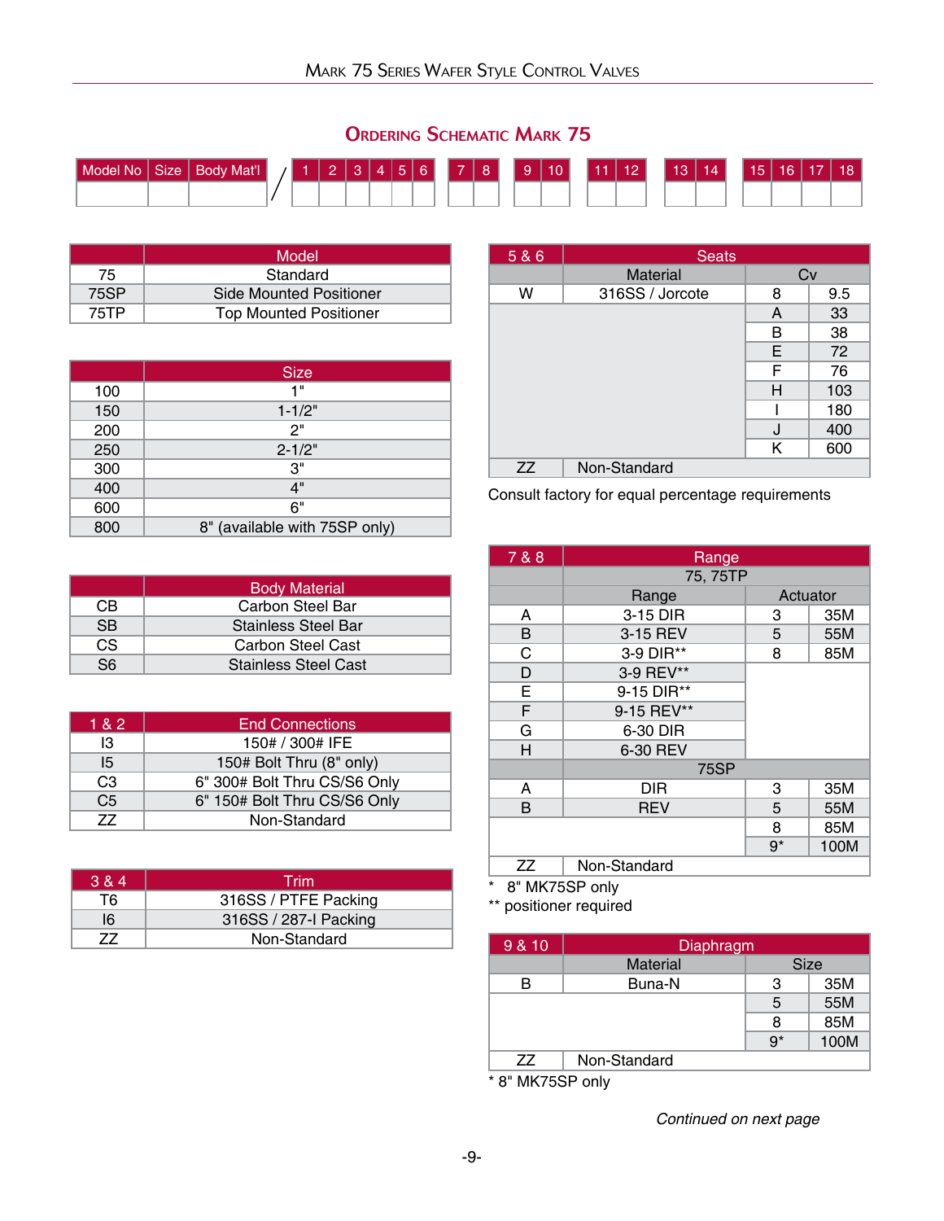## Ordering Schematic Mark 75

| Model No | Size | Body Mat'l | / | 1 | 2 | 3 | 4 | 5 | 6 | 7 | 8 | 9 | 10 | 11 | 12 | 13 | 14 | 15 | 16 | 17 | 18 |
|---|---|---|---|---|---|---|---|---|---|---|---|---|---|---|---|---|---|---|---|---|---|
| | | | | | | | | | | | | | | | | | | | | | |

| | Model |
|---|---|
| 75 | Standard |
| 75SP | Side Mounted Positioner |
| 75TP | Top Mounted Positioner |

| | Size |
|---|---|
| 100 | 1" |
| 150 | 1-1/2" |
| 200 | 2" |
| 250 | 2-1/2" |
| 300 | 3" |
| 400 | 4" |
| 600 | 6" |
| 800 | 8" (available with 75SP only) |

| | Body Material |
|---|---|
| CB | Carbon Steel Bar |
| SB | Stainless Steel Bar |
| CS | Carbon Steel Cast |
| S6 | Stainless Steel Cast |

| 1 & 2 | End Connections |
|---|---|
| I3 | 150# / 300# IFE |
| I5 | 150# Bolt Thru (8" only) |
| C3 | 6" 300# Bolt Thru CS/S6 Only |
| C5 | 6" 150# Bolt Thru CS/S6 Only |
| ZZ | Non-Standard |

| 3 & 4 | Trim |
|---|---|
| T6 | 316SS / PTFE Packing |
| I6 | 316SS / 287-I Packing |
| ZZ | Non-Standard |

| 5 & 6 | Seats | | |
|---|---|---|---|
| | Material | Cv | |
| W | 316SS / Jorcote | 8 | 9.5 |
| | | A | 33 |
| | | B | 38 |
| | | E | 72 |
| | | F | 76 |
| | | H | 103 |
| | | I | 180 |
| | | J | 400 |
| | | K | 600 |
| ZZ | Non-Standard | | |

Consult factory for equal percentage requirements

| 7 & 8 | Range | | |
|---|---|---|---|
| | 75, 75TP | | |
| | Range | Actuator | |
| A | 3-15 DIR | 3 | 35M |
| B | 3-15 REV | 5 | 55M |
| C | 3-9 DIR** | 8 | 85M |
| D | 3-9 REV** | | |
| E | 9-15 DIR** | | |
| F | 9-15 REV** | | |
| G | 6-30 DIR | | |
| H | 6-30 REV | | |
| | 75SP | | |
| A | DIR | 3 | 35M |
| B | REV | 5 | 55M |
| | | 8 | 85M |
| | | 9* | 100M |
| ZZ | Non-Standard | | |

\* 8" MK75SP only
** positioner required

| 9 & 10 | Diaphragm | | |
|---|---|---|---|
| | Material | Size | |
| B | Buna-N | 3 | 35M |
| | | 5 | 55M |
| | | 8 | 85M |
| | | 9* | 100M |
| ZZ | Non-Standard | | |

\* 8" MK75SP only

*Continued on next page*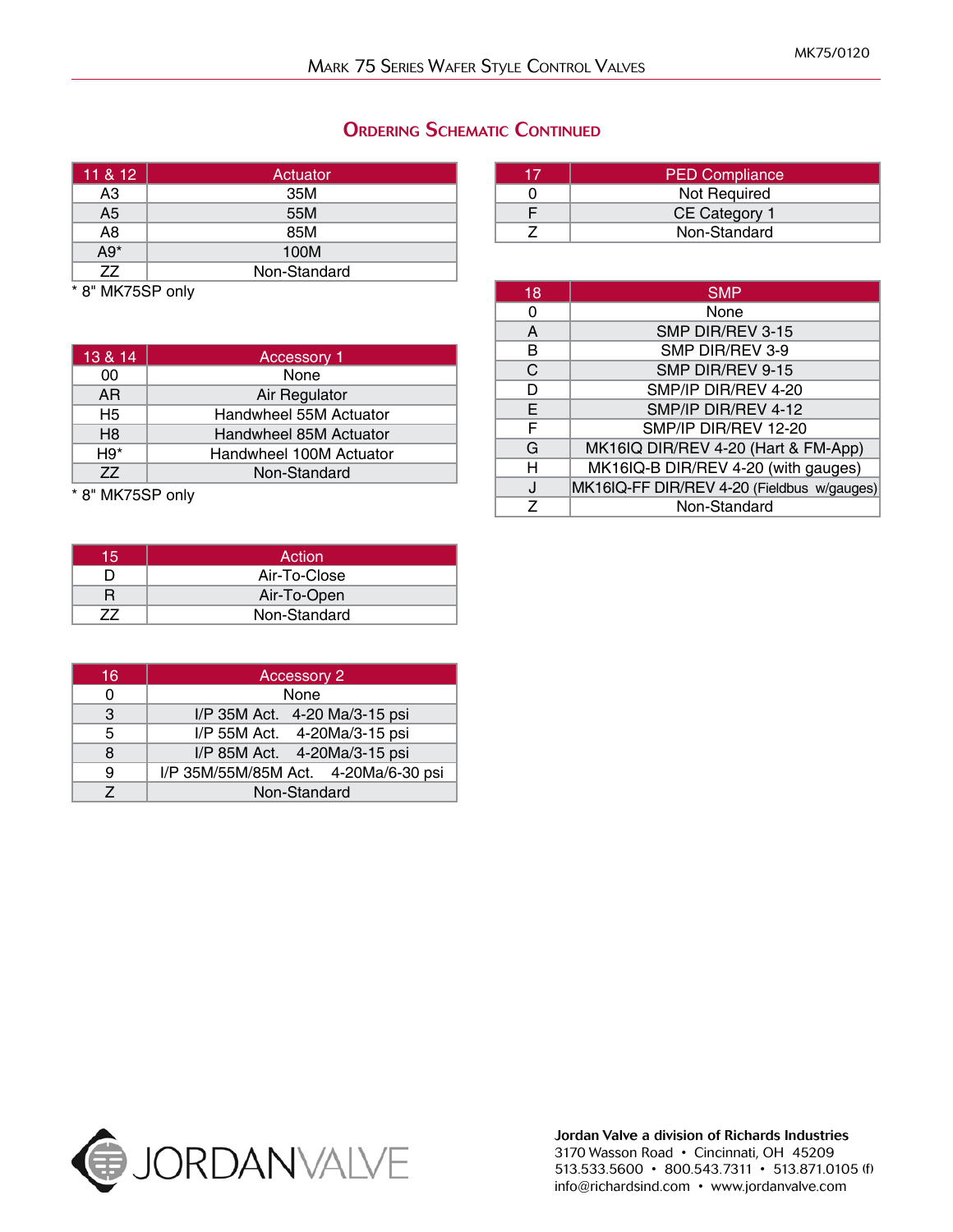## Ordering Schematic Continued

| 11 & 12 | Actuator |
|---|---|
| A3 | 35M |
| A5 | 55M |
| A8 | 85M |
| A9* | 100M |
| ZZ | Non-Standard |

* 8" MK75SP only

| 13 & 14 | Accessory 1 |
|---|---|
| 00 | None |
| AR | Air Regulator |
| H5 | Handwheel 55M Actuator |
| H8 | Handwheel 85M Actuator |
| H9* | Handwheel 100M Actuator |
| ZZ | Non-Standard |

* 8" MK75SP only

| 15 | Action |
|---|---|
| D | Air-To-Close |
| R | Air-To-Open |
| ZZ | Non-Standard |

| 16 | Accessory 2 |
|---|---|
| 0 | None |
| 3 | I/P 35M Act. 4-20 Ma/3-15 psi |
| 5 | I/P 55M Act. 4-20Ma/3-15 psi |
| 8 | I/P 85M Act. 4-20Ma/3-15 psi |
| 9 | I/P 35M/55M/85M Act. 4-20Ma/6-30 psi |
| Z | Non-Standard |

| 17 | PED Compliance |
|---|---|
| 0 | Not Required |
| F | CE Category 1 |
| Z | Non-Standard |

| 18 | SMP |
|---|---|
| 0 | None |
| A | SMP DIR/REV 3-15 |
| B | SMP DIR/REV 3-9 |
| C | SMP DIR/REV 9-15 |
| D | SMP/IP DIR/REV 4-20 |
| E | SMP/IP DIR/REV 4-12 |
| F | SMP/IP DIR/REV 12-20 |
| G | MK16IQ DIR/REV 4-20 (Hart & FM-App) |
| H | MK16IQ-B DIR/REV 4-20 (with gauges) |
| J | MK16IQ-FF DIR/REV 4-20 (Fieldbus w/gauges) |
| Z | Non-Standard |

JORDANVALVE

**Jordan Valve a division of Richards Industries**
3170 Wasson Road • Cincinnati, OH 45209
513.533.5600 • 800.543.7311 • 513.871.0105 (f)
info@richardsind.com • www.jordanvalve.com